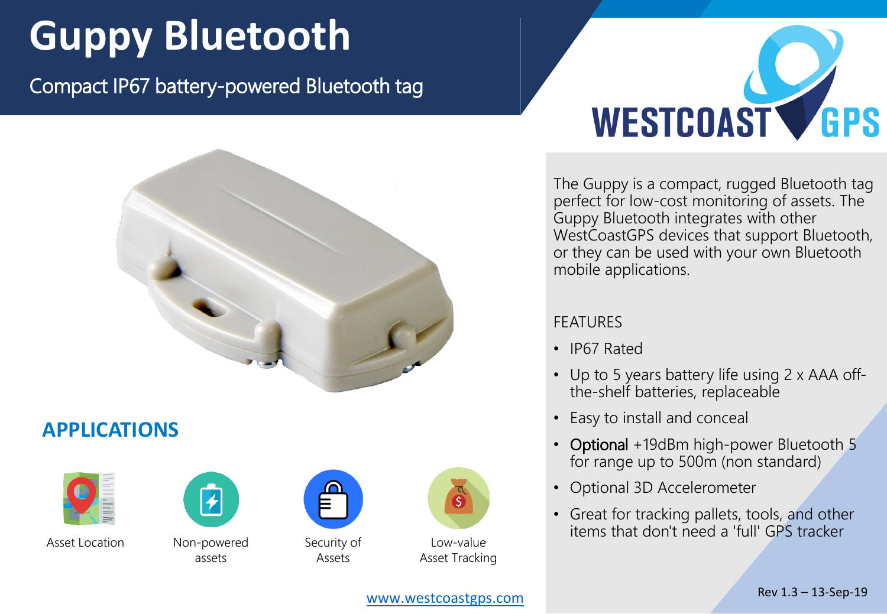# Guppy Bluetooth

Compact IP67 battery-powered Bluetooth tag

## APPLICATIONS

Asset Location

Non-powered assets

Security of Assets

Low-value Asset Tracking

The Guppy is a compact, rugged Bluetooth tag perfect for low-cost monitoring of assets. The Guppy Bluetooth integrates with other WestCoastGPS devices that support Bluetooth, or they can be used with your own Bluetooth mobile applications.

FEATURES

- IP67 Rated
- Up to 5 years battery life using 2 x AAA off-the-shelf batteries, replaceable
- Easy to install and conceal
- Optional +19dBm high-power Bluetooth 5 for range up to 500m (non standard)
- Optional 3D Accelerometer
- Great for tracking pallets, tools, and other items that don't need a 'full' GPS tracker

www.westcoastgps.com

Rev 1.3 – 13-Sep-19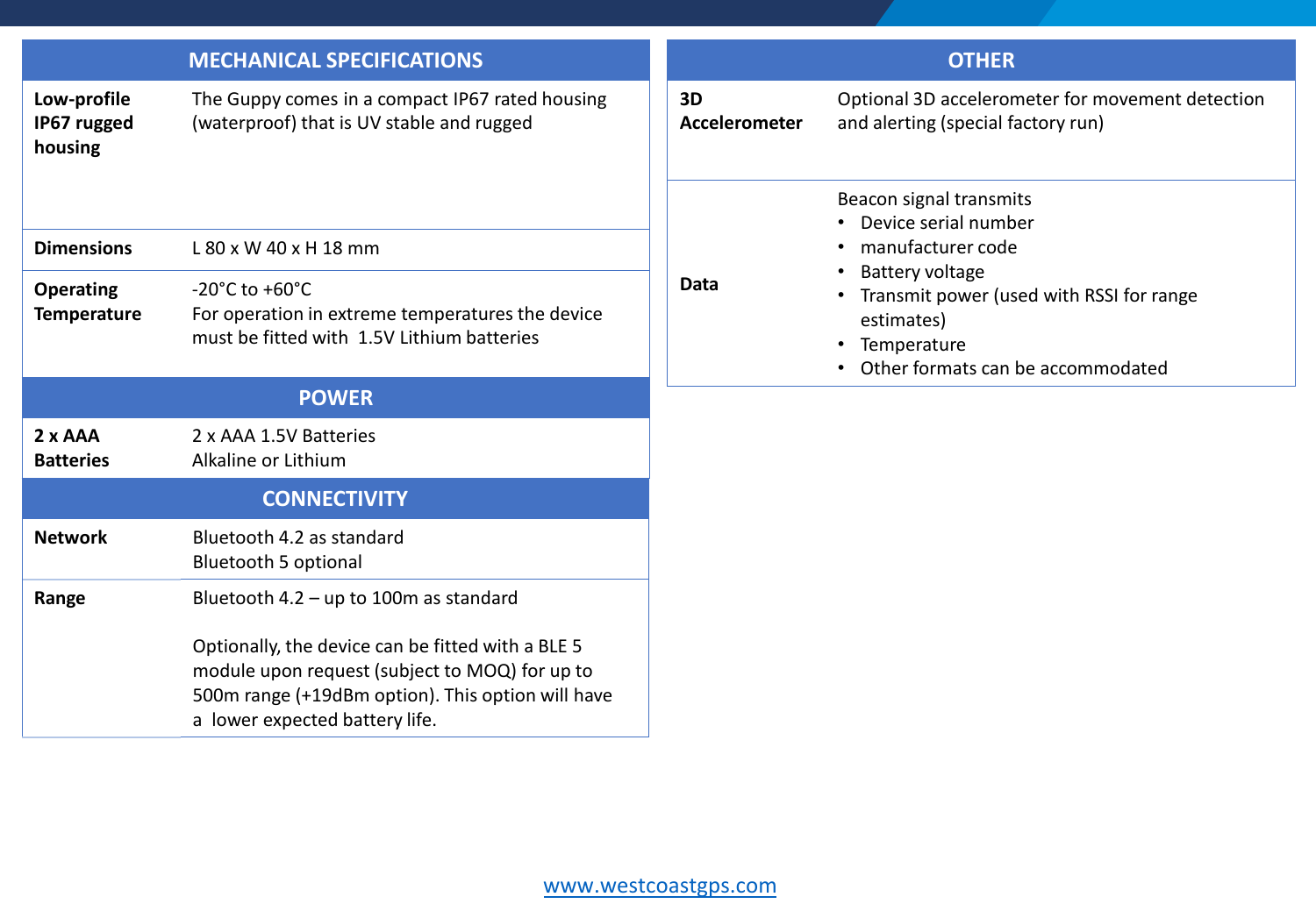## MECHANICAL SPECIFICATIONS

| | |
|---|---|
| **Low-profile IP67 rugged housing** | The Guppy comes in a compact IP67 rated housing (waterproof) that is UV stable and rugged |
| **Dimensions** | L 80 x W 40 x H 18 mm |
| **Operating Temperature** | -20°C to +60°C<br>For operation in extreme temperatures the device must be fitted with 1.5V Lithium batteries |

## POWER

| | |
|---|---|
| **2 x AAA Batteries** | 2 x AAA 1.5V Batteries<br>Alkaline or Lithium |

## CONNECTIVITY

| | |
|---|---|
| **Network** | Bluetooth 4.2 as standard<br>Bluetooth 5 optional |
| **Range** | Bluetooth 4.2 – up to 100m as standard<br><br>Optionally, the device can be fitted with a BLE 5 module upon request (subject to MOQ) for up to 500m range (+19dBm option). This option will have a lower expected battery life. |

## OTHER

| | |
|---|---|
| **3D Accelerometer** | Optional 3D accelerometer for movement detection and alerting (special factory run) |
| **Data** | Beacon signal transmits<br>• Device serial number<br>• manufacturer code<br>• Battery voltage<br>• Transmit power (used with RSSI for range estimates)<br>• Temperature<br>• Other formats can be accommodated |

www.westcoastgps.com